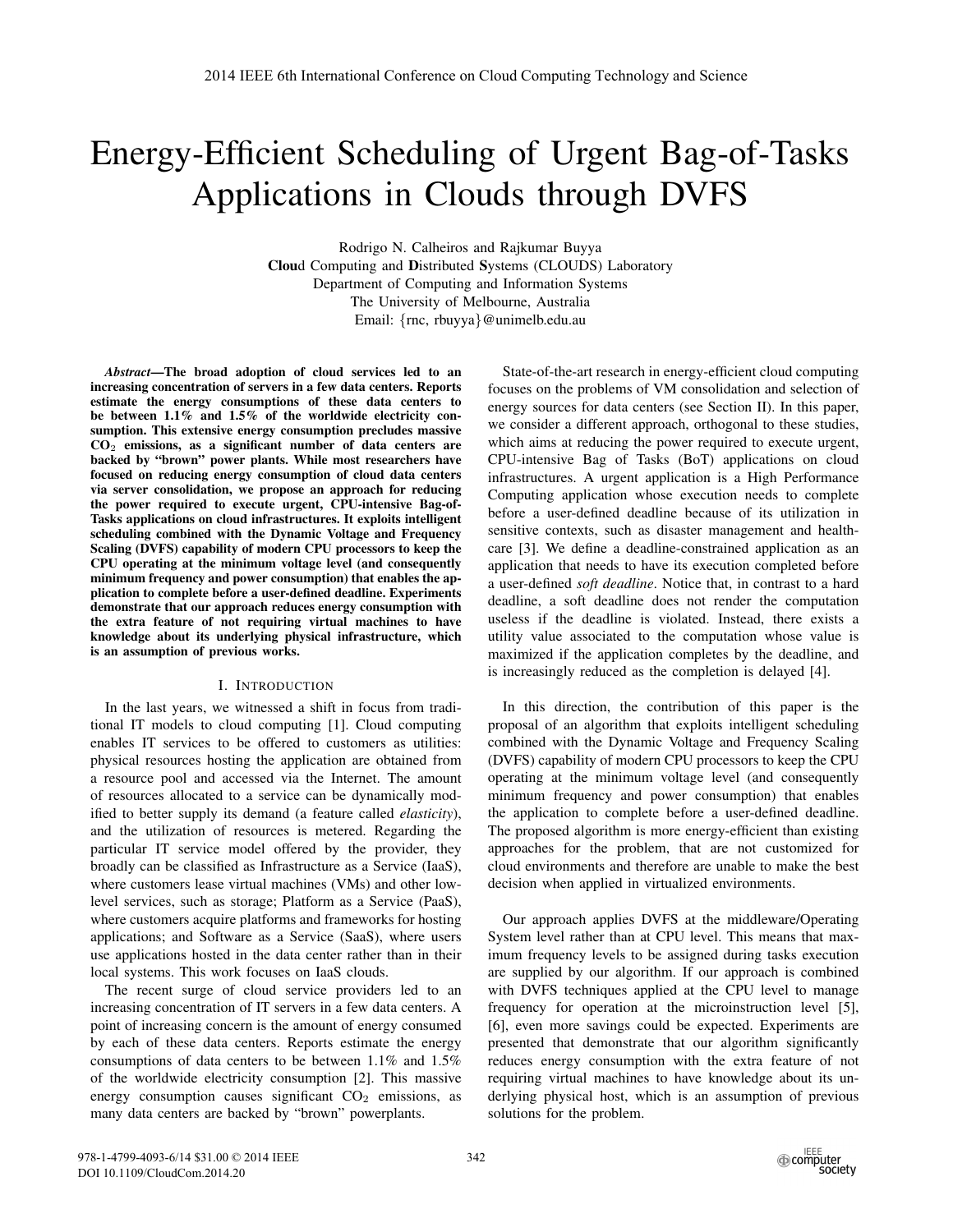# Energy-Efficient Scheduling of Urgent Bag-of-Tasks Applications in Clouds through DVFS

Rodrigo N. Calheiros and Rajkumar Buyya
**Clou**d Computing and **D**istributed **S**ystems (CLOUDS) Laboratory
Department of Computing and Information Systems
The University of Melbourne, Australia
Email: {rnc, rbuyya}@unimelb.edu.au

***Abstract*—The broad adoption of cloud services led to an increasing concentration of servers in a few data centers. Reports estimate the energy consumptions of these data centers to be between 1.1% and 1.5% of the worldwide electricity consumption. This extensive energy consumption precludes massive $CO_2$ emissions, as a significant number of data centers are backed by "brown" power plants. While most researchers have focused on reducing energy consumption of cloud data centers via server consolidation, we propose an approach for reducing the power required to execute urgent, CPU-intensive Bag-of-Tasks applications on cloud infrastructures. It exploits intelligent scheduling combined with the Dynamic Voltage and Frequency Scaling (DVFS) capability of modern CPU processors to keep the CPU operating at the minimum voltage level (and consequently minimum frequency and power consumption) that enables the application to complete before a user-defined deadline. Experiments demonstrate that our approach reduces energy consumption with the extra feature of not requiring virtual machines to have knowledge about its underlying physical infrastructure, which is an assumption of previous works.**

## I. Introduction

In the last years, we witnessed a shift in focus from traditional IT models to cloud computing [1]. Cloud computing enables IT services to be offered to customers as utilities: physical resources hosting the application are obtained from a resource pool and accessed via the Internet. The amount of resources allocated to a service can be dynamically modified to better supply its demand (a feature called *elasticity*), and the utilization of resources is metered. Regarding the particular IT service model offered by the provider, they broadly can be classified as Infrastructure as a Service (IaaS), where customers lease virtual machines (VMs) and other low-level services, such as storage; Platform as a Service (PaaS), where customers acquire platforms and frameworks for hosting applications; and Software as a Service (SaaS), where users use applications hosted in the data center rather than in their local systems. This work focuses on IaaS clouds.

The recent surge of cloud service providers led to an increasing concentration of IT servers in a few data centers. A point of increasing concern is the amount of energy consumed by each of these data centers. Reports estimate the energy consumptions of data centers to be between 1.1% and 1.5% of the worldwide electricity consumption [2]. This massive energy consumption causes significant $CO_2$ emissions, as many data centers are backed by "brown" powerplants.

State-of-the-art research in energy-efficient cloud computing focuses on the problems of VM consolidation and selection of energy sources for data centers (see Section II). In this paper, we consider a different approach, orthogonal to these studies, which aims at reducing the power required to execute urgent, CPU-intensive Bag of Tasks (BoT) applications on cloud infrastructures. A urgent application is a High Performance Computing application whose execution needs to complete before a user-defined deadline because of its utilization in sensitive contexts, such as disaster management and health-care [3]. We define a deadline-constrained application as an application that needs to have its execution completed before a user-defined *soft deadline*. Notice that, in contrast to a hard deadline, a soft deadline does not render the computation useless if the deadline is violated. Instead, there exists a utility value associated to the computation whose value is maximized if the application completes by the deadline, and is increasingly reduced as the completion is delayed [4].

In this direction, the contribution of this paper is the proposal of an algorithm that exploits intelligent scheduling combined with the Dynamic Voltage and Frequency Scaling (DVFS) capability of modern CPU processors to keep the CPU operating at the minimum voltage level (and consequently minimum frequency and power consumption) that enables the application to complete before a user-defined deadline. The proposed algorithm is more energy-efficient than existing approaches for the problem, that are not customized for cloud environments and therefore are unable to make the best decision when applied in virtualized environments.

Our approach applies DVFS at the middleware/Operating System level rather than at CPU level. This means that maximum frequency levels to be assigned during tasks execution are supplied by our algorithm. If our approach is combined with DVFS techniques applied at the CPU level to manage frequency for operation at the microinstruction level [5], [6], even more savings could be expected. Experiments are presented that demonstrate that our algorithm significantly reduces energy consumption with the extra feature of not requiring virtual machines to have knowledge about its underlying physical host, which is an assumption of previous solutions for the problem.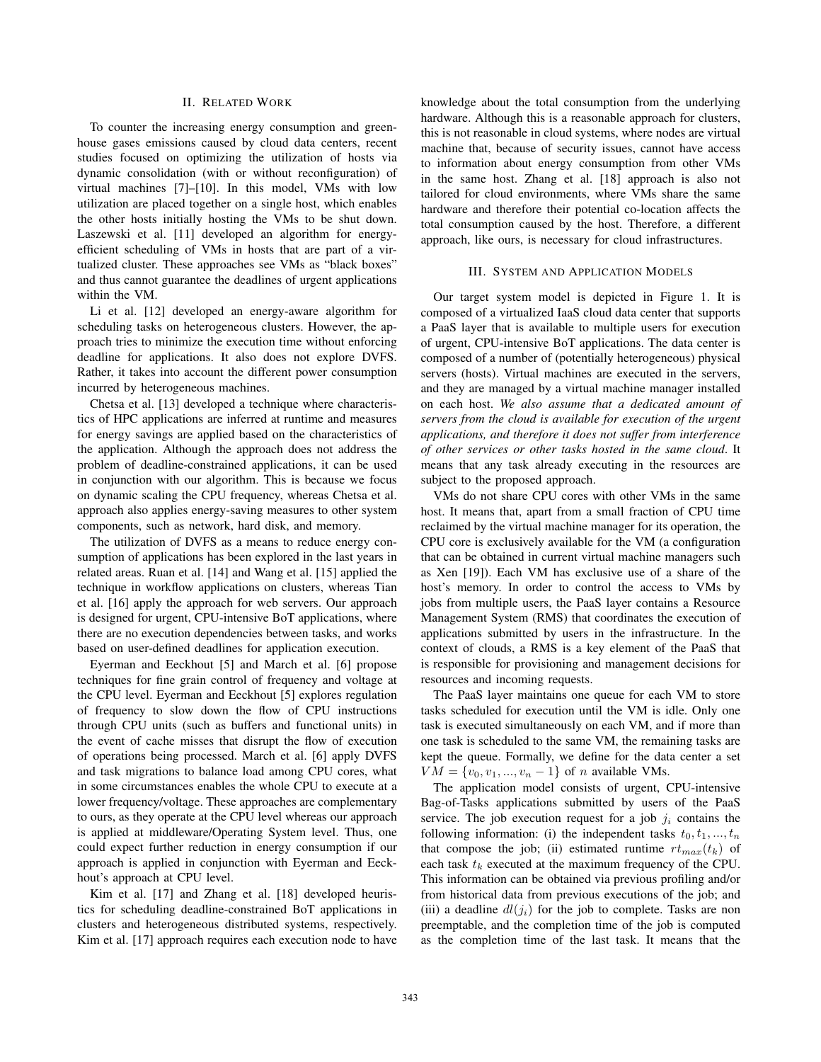## II. Related Work

To counter the increasing energy consumption and greenhouse gases emissions caused by cloud data centers, recent studies focused on optimizing the utilization of hosts via dynamic consolidation (with or without reconfiguration) of virtual machines [7]–[10]. In this model, VMs with low utilization are placed together on a single host, which enables the other hosts initially hosting the VMs to be shut down. Laszewski et al. [11] developed an algorithm for energy-efficient scheduling of VMs in hosts that are part of a virtualized cluster. These approaches see VMs as "black boxes" and thus cannot guarantee the deadlines of urgent applications within the VM.

Li et al. [12] developed an energy-aware algorithm for scheduling tasks on heterogeneous clusters. However, the approach tries to minimize the execution time without enforcing deadline for applications. It also does not explore DVFS. Rather, it takes into account the different power consumption incurred by heterogeneous machines.

Chetsa et al. [13] developed a technique where characteristics of HPC applications are inferred at runtime and measures for energy savings are applied based on the characteristics of the application. Although the approach does not address the problem of deadline-constrained applications, it can be used in conjunction with our algorithm. This is because we focus on dynamic scaling the CPU frequency, whereas Chetsa et al. approach also applies energy-saving measures to other system components, such as network, hard disk, and memory.

The utilization of DVFS as a means to reduce energy consumption of applications has been explored in the last years in related areas. Ruan et al. [14] and Wang et al. [15] applied the technique in workflow applications on clusters, whereas Tian et al. [16] apply the approach for web servers. Our approach is designed for urgent, CPU-intensive BoT applications, where there are no execution dependencies between tasks, and works based on user-defined deadlines for application execution.

Eyerman and Eeckhout [5] and March et al. [6] propose techniques for fine grain control of frequency and voltage at the CPU level. Eyerman and Eeckhout [5] explores regulation of frequency to slow down the flow of CPU instructions through CPU units (such as buffers and functional units) in the event of cache misses that disrupt the flow of execution of operations being processed. March et al. [6] apply DVFS and task migrations to balance load among CPU cores, what in some circumstances enables the whole CPU to execute at a lower frequency/voltage. These approaches are complementary to ours, as they operate at the CPU level whereas our approach is applied at middleware/Operating System level. Thus, one could expect further reduction in energy consumption if our approach is applied in conjunction with Eyerman and Eeckhout's approach at CPU level.

Kim et al. [17] and Zhang et al. [18] developed heuristics for scheduling deadline-constrained BoT applications in clusters and heterogeneous distributed systems, respectively. Kim et al. [17] approach requires each execution node to have knowledge about the total consumption from the underlying hardware. Although this is a reasonable approach for clusters, this is not reasonable in cloud systems, where nodes are virtual machine that, because of security issues, cannot have access to information about energy consumption from other VMs in the same host. Zhang et al. [18] approach is also not tailored for cloud environments, where VMs share the same hardware and therefore their potential co-location affects the total consumption caused by the host. Therefore, a different approach, like ours, is necessary for cloud infrastructures.

## III. System and Application Models

Our target system model is depicted in Figure 1. It is composed of a virtualized IaaS cloud data center that supports a PaaS layer that is available to multiple users for execution of urgent, CPU-intensive BoT applications. The data center is composed of a number of (potentially heterogeneous) physical servers (hosts). Virtual machines are executed in the servers, and they are managed by a virtual machine manager installed on each host. *We also assume that a dedicated amount of servers from the cloud is available for execution of the urgent applications, and therefore it does not suffer from interference of other services or other tasks hosted in the same cloud*. It means that any task already executing in the resources are subject to the proposed approach.

VMs do not share CPU cores with other VMs in the same host. It means that, apart from a small fraction of CPU time reclaimed by the virtual machine manager for its operation, the CPU core is exclusively available for the VM (a configuration that can be obtained in current virtual machine managers such as Xen [19]). Each VM has exclusive use of a share of the host's memory. In order to control the access to VMs by jobs from multiple users, the PaaS layer contains a Resource Management System (RMS) that coordinates the execution of applications submitted by users in the infrastructure. In the context of clouds, a RMS is a key element of the PaaS that is responsible for provisioning and management decisions for resources and incoming requests.

The PaaS layer maintains one queue for each VM to store tasks scheduled for execution until the VM is idle. Only one task is executed simultaneously on each VM, and if more than one task is scheduled to the same VM, the remaining tasks are kept the queue. Formally, we define for the data center a set $VM = \{v_0, v_1, ..., v_n - 1\}$ of $n$ available VMs.

The application model consists of urgent, CPU-intensive Bag-of-Tasks applications submitted by users of the PaaS service. The job execution request for a job $j_i$ contains the following information: (i) the independent tasks $t_0, t_1, ..., t_n$ that compose the job; (ii) estimated runtime $rt_{max}(t_k)$ of each task $t_k$ executed at the maximum frequency of the CPU. This information can be obtained via previous profiling and/or from historical data from previous executions of the job; and (iii) a deadline $dl(j_i)$ for the job to complete. Tasks are non preemptable, and the completion time of the job is computed as the completion time of the last task. It means that the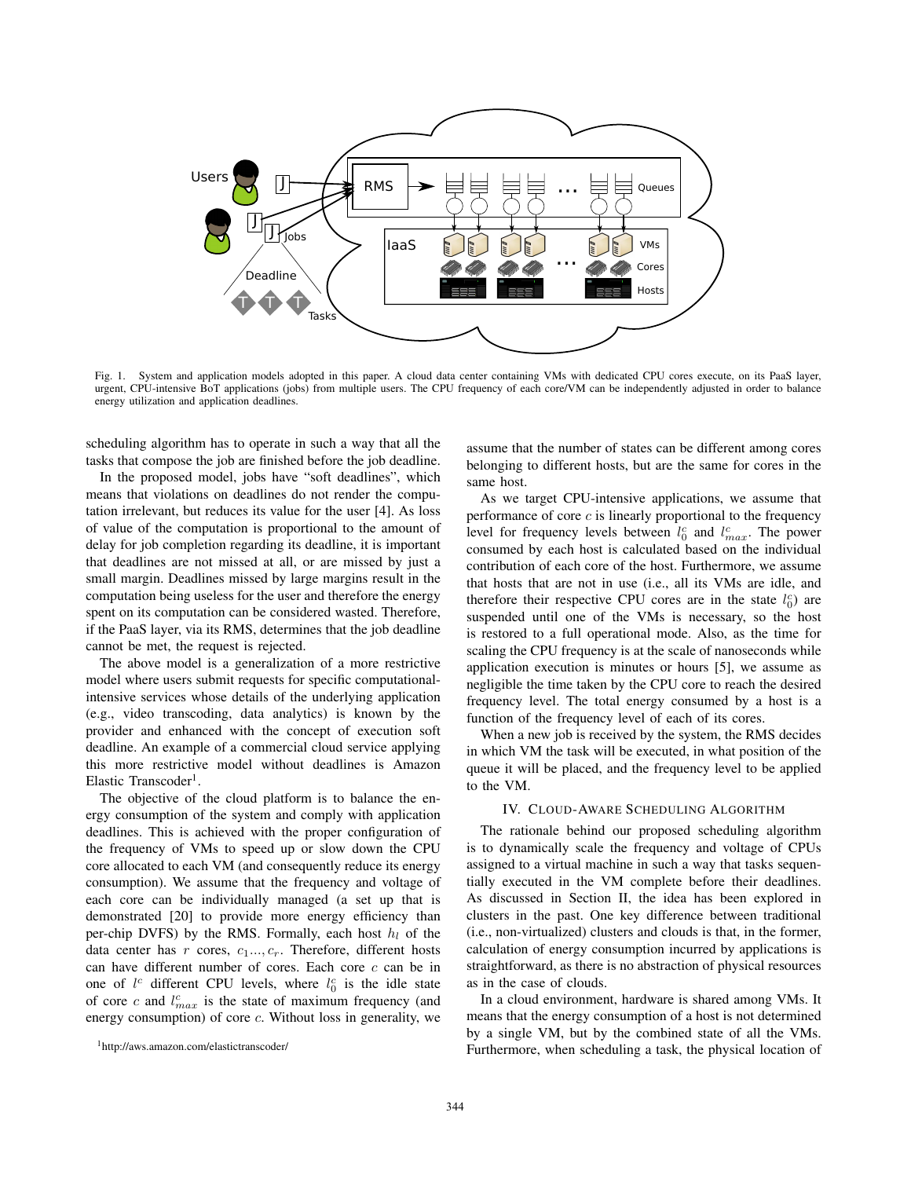Fig. 1. System and application models adopted in this paper. A cloud data center containing VMs with dedicated CPU cores execute, on its PaaS layer, urgent, CPU-intensive BoT applications (jobs) from multiple users. The CPU frequency of each core/VM can be independently adjusted in order to balance energy utilization and application deadlines.

scheduling algorithm has to operate in such a way that all the tasks that compose the job are finished before the job deadline.

In the proposed model, jobs have "soft deadlines", which means that violations on deadlines do not render the computation irrelevant, but reduces its value for the user [4]. As loss of value of the computation is proportional to the amount of delay for job completion regarding its deadline, it is important that deadlines are not missed at all, or are missed by just a small margin. Deadlines missed by large margins result in the computation being useless for the user and therefore the energy spent on its computation can be considered wasted. Therefore, if the PaaS layer, via its RMS, determines that the job deadline cannot be met, the request is rejected.

The above model is a generalization of a more restrictive model where users submit requests for specific computational-intensive services whose details of the underlying application (e.g., video transcoding, data analytics) is known by the provider and enhanced with the concept of execution soft deadline. An example of a commercial cloud service applying this more restrictive model without deadlines is Amazon Elastic Transcoder[1].

The objective of the cloud platform is to balance the energy consumption of the system and comply with application deadlines. This is achieved with the proper configuration of the frequency of VMs to speed up or slow down the CPU core allocated to each VM (and consequently reduce its energy consumption). We assume that the frequency and voltage of each core can be individually managed (a set up that is demonstrated [20] to provide more energy efficiency than per-chip DVFS) by the RMS. Formally, each host $h_l$ of the data center has $r$ cores, $c_1 ..., c_r$. Therefore, different hosts can have different number of cores. Each core $c$ can be in one of $l^c$ different CPU levels, where $l_0^c$ is the idle state of core $c$ and $l_{max}^c$ is the state of maximum frequency (and energy consumption) of core $c$. Without loss in generality, we assume that the number of states can be different among cores belonging to different hosts, but are the same for cores in the same host.

As we target CPU-intensive applications, we assume that performance of core $c$ is linearly proportional to the frequency level for frequency levels between $l_0^c$ and $l_{max}^c$. The power consumed by each host is calculated based on the individual contribution of each core of the host. Furthermore, we assume that hosts that are not in use (i.e., all its VMs are idle, and therefore their respective CPU cores are in the state $l_0^c$) are suspended until one of the VMs is necessary, so the host is restored to a full operational mode. Also, as the time for scaling the CPU frequency is at the scale of nanoseconds while application execution is minutes or hours [5], we assume as negligible the time taken by the CPU core to reach the desired frequency level. The total energy consumed by a host is a function of the frequency level of each of its cores.

When a new job is received by the system, the RMS decides in which VM the task will be executed, in what position of the queue it will be placed, and the frequency level to be applied to the VM.

## IV. Cloud-Aware Scheduling Algorithm

The rationale behind our proposed scheduling algorithm is to dynamically scale the frequency and voltage of CPUs assigned to a virtual machine in such a way that tasks sequentially executed in the VM complete before their deadlines. As discussed in Section II, the idea has been explored in clusters in the past. One key difference between traditional (i.e., non-virtualized) clusters and clouds is that, in the former, calculation of energy consumption incurred by applications is straightforward, as there is no abstraction of physical resources as in the case of clouds.

In a cloud environment, hardware is shared among VMs. It means that the energy consumption of a host is not determined by a single VM, but by the combined state of all the VMs. Furthermore, when scheduling a task, the physical location of

[1] http://aws.amazon.com/elastictranscoder/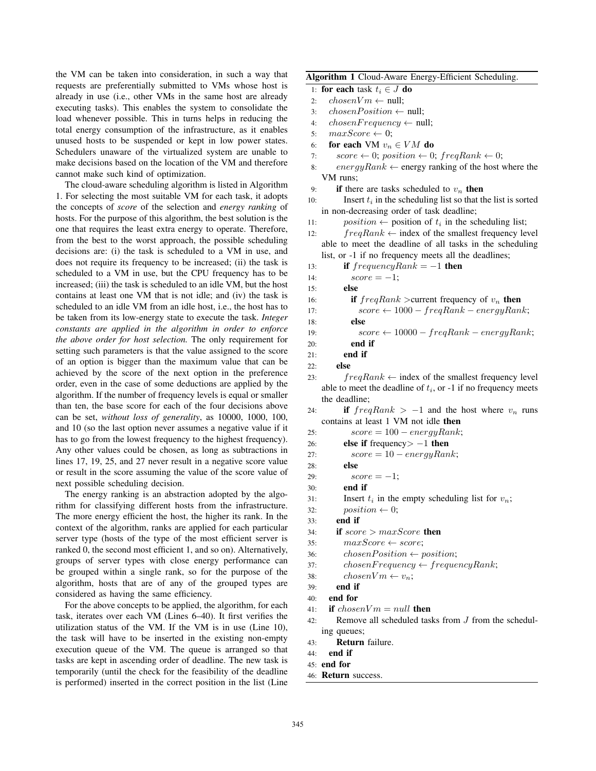the VM can be taken into consideration, in such a way that requests are preferentially submitted to VMs whose host is already in use (i.e., other VMs in the same host are already executing tasks). This enables the system to consolidate the load whenever possible. This in turns helps in reducing the total energy consumption of the infrastructure, as it enables unused hosts to be suspended or kept in low power states. Schedulers unaware of the virtualized system are unable to make decisions based on the location of the VM and therefore cannot make such kind of optimization.

The cloud-aware scheduling algorithm is listed in Algorithm 1. For selecting the most suitable VM for each task, it adopts the concepts of *score* of the selection and *energy ranking* of hosts. For the purpose of this algorithm, the best solution is the one that requires the least extra energy to operate. Therefore, from the best to the worst approach, the possible scheduling decisions are: (i) the task is scheduled to a VM in use, and does not require its frequency to be increased; (ii) the task is scheduled to a VM in use, but the CPU frequency has to be increased; (iii) the task is scheduled to an idle VM, but the host contains at least one VM that is not idle; and (iv) the task is scheduled to an idle VM from an idle host, i.e., the host has to be taken from its low-energy state to execute the task. *Integer constants are applied in the algorithm in order to enforce the above order for host selection.* The only requirement for setting such parameters is that the value assigned to the score of an option is bigger than the maximum value that can be achieved by the score of the next option in the preference order, even in the case of some deductions are applied by the algorithm. If the number of frequency levels is equal or smaller than ten, the base score for each of the four decisions above can be set, *without loss of generality*, as 10000, 1000, 100, and 10 (so the last option never assumes a negative value if it has to go from the lowest frequency to the highest frequency). Any other values could be chosen, as long as subtractions in lines 17, 19, 25, and 27 never result in a negative score value or result in the score assuming the value of the score value of next possible scheduling decision.

The energy ranking is an abstraction adopted by the algorithm for classifying different hosts from the infrastructure. The more energy efficient the host, the higher its rank. In the context of the algorithm, ranks are applied for each particular server type (hosts of the type of the most efficient server is ranked 0, the second most efficient 1, and so on). Alternatively, groups of server types with close energy performance can be grouped within a single rank, so for the purpose of the algorithm, hosts that are of any of the grouped types are considered as having the same efficiency.

For the above concepts to be applied, the algorithm, for each task, iterates over each VM (Lines 6–40). It first verifies the utilization status of the VM. If the VM is in use (Line 10), the task will have to be inserted in the existing non-empty execution queue of the VM. The queue is arranged so that tasks are kept in ascending order of deadline. The new task is temporarily (until the check for the feasibility of the deadline is performed) inserted in the correct position in the list (Line

**Algorithm 1** Cloud-Aware Energy-Efficient Scheduling.

```
1:  for each task t_i ∈ J do
2:    chosenVm ← null;
3:    chosenPosition ← null;
4:    chosenFrequency ← null;
5:    maxScore ← 0;
6:    for each VM v_n ∈ VM do
7:      score ← 0; position ← 0; freqRank ← 0;
8:      energyRank ← energy ranking of the host where the
        VM runs;
9:      if there are tasks scheduled to v_n then
10:       Insert t_i in the scheduling list so that the list is sorted
          in non-decreasing order of task deadline;
11:       position ← position of t_i in the scheduling list;
12:       freqRank ← index of the smallest frequency level
          able to meet the deadline of all tasks in the scheduling
          list, or -1 if no frequency meets all the deadlines;
13:       if frequencyRank = −1 then
14:         score = −1;
15:       else
16:         if freqRank >current frequency of v_n then
17:           score ← 1000 − freqRank − energyRank;
18:         else
19:           score ← 10000 − freqRank − energyRank;
20:         end if
21:       end if
22:     else
23:       freqRank ← index of the smallest frequency level
          able to meet the deadline of t_i, or -1 if no frequency meets
          the deadline;
24:       if freqRank > −1 and the host where v_n runs
          contains at least 1 VM not idle then
25:         score = 100 − energyRank;
26:       else if frequency> −1 then
27:         score = 10 − energyRank;
28:       else
29:         score = −1;
30:       end if
31:       Insert t_i in the empty scheduling list for v_n;
32:       position ← 0;
33:     end if
34:     if score > maxScore then
35:       maxScore ← score;
36:       chosenPosition ← position;
37:       chosenFrequency ← frequencyRank;
38:       chosenVm ← v_n;
39:     end if
40:   end for
41:   if chosenVm = null then
42:     Remove all scheduled tasks from J from the schedul-
        ing queues;
43:     Return failure.
44:   end if
45: end for
46: Return success.
```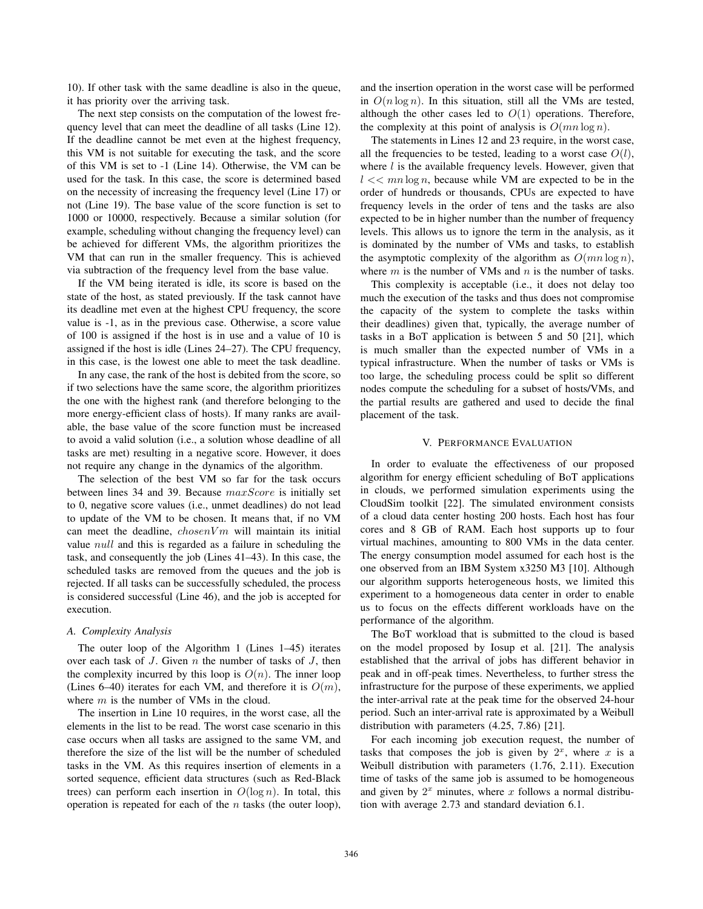10). If other task with the same deadline is also in the queue, it has priority over the arriving task.

The next step consists on the computation of the lowest frequency level that can meet the deadline of all tasks (Line 12). If the deadline cannot be met even at the highest frequency, this VM is not suitable for executing the task, and the score of this VM is set to -1 (Line 14). Otherwise, the VM can be used for the task. In this case, the score is determined based on the necessity of increasing the frequency level (Line 17) or not (Line 19). The base value of the score function is set to 1000 or 10000, respectively. Because a similar solution (for example, scheduling without changing the frequency level) can be achieved for different VMs, the algorithm prioritizes the VM that can run in the smaller frequency. This is achieved via subtraction of the frequency level from the base value.

If the VM being iterated is idle, its score is based on the state of the host, as stated previously. If the task cannot have its deadline met even at the highest CPU frequency, the score value is -1, as in the previous case. Otherwise, a score value of 100 is assigned if the host is in use and a value of 10 is assigned if the host is idle (Lines 24–27). The CPU frequency, in this case, is the lowest one able to meet the task deadline.

In any case, the rank of the host is debited from the score, so if two selections have the same score, the algorithm prioritizes the one with the highest rank (and therefore belonging to the more energy-efficient class of hosts). If many ranks are available, the base value of the score function must be increased to avoid a valid solution (i.e., a solution whose deadline of all tasks are met) resulting in a negative score. However, it does not require any change in the dynamics of the algorithm.

The selection of the best VM so far for the task occurs between lines 34 and 39. Because $maxScore$ is initially set to 0, negative score values (i.e., unmet deadlines) do not lead to update of the VM to be chosen. It means that, if no VM can meet the deadline, $chosenVm$ will maintain its initial value $null$ and this is regarded as a failure in scheduling the task, and consequently the job (Lines 41–43). In this case, the scheduled tasks are removed from the queues and the job is rejected. If all tasks can be successfully scheduled, the process is considered successful (Line 46), and the job is accepted for execution.

### A. Complexity Analysis

The outer loop of the Algorithm 1 (Lines 1–45) iterates over each task of $J$. Given $n$ the number of tasks of $J$, then the complexity incurred by this loop is $O(n)$. The inner loop (Lines 6–40) iterates for each VM, and therefore it is $O(m)$, where $m$ is the number of VMs in the cloud.

The insertion in Line 10 requires, in the worst case, all the elements in the list to be read. The worst case scenario in this case occurs when all tasks are assigned to the same VM, and therefore the size of the list will be the number of scheduled tasks in the VM. As this requires insertion of elements in a sorted sequence, efficient data structures (such as Red-Black trees) can perform each insertion in $O(\log n)$. In total, this operation is repeated for each of the $n$ tasks (the outer loop), and the insertion operation in the worst case will be performed in $O(n \log n)$. In this situation, still all the VMs are tested, although the other cases led to $O(1)$ operations. Therefore, the complexity at this point of analysis is $O(mn \log n)$.

The statements in Lines 12 and 23 require, in the worst case, all the frequencies to be tested, leading to a worst case $O(l)$, where $l$ is the available frequency levels. However, given that $l << mn \log n$, because while VM are expected to be in the order of hundreds or thousands, CPUs are expected to have frequency levels in the order of tens and the tasks are also expected to be in higher number than the number of frequency levels. This allows us to ignore the term in the analysis, as it is dominated by the number of VMs and tasks, to establish the asymptotic complexity of the algorithm as $O(mn \log n)$, where $m$ is the number of VMs and $n$ is the number of tasks.

This complexity is acceptable (i.e., it does not delay too much the execution of the tasks and thus does not compromise the capacity of the system to complete the tasks within their deadlines) given that, typically, the average number of tasks in a BoT application is between 5 and 50 [21], which is much smaller than the expected number of VMs in a typical infrastructure. When the number of tasks or VMs is too large, the scheduling process could be split so different nodes compute the scheduling for a subset of hosts/VMs, and the partial results are gathered and used to decide the final placement of the task.

## V. Performance Evaluation

In order to evaluate the effectiveness of our proposed algorithm for energy efficient scheduling of BoT applications in clouds, we performed simulation experiments using the CloudSim toolkit [22]. The simulated environment consists of a cloud data center hosting 200 hosts. Each host has four cores and 8 GB of RAM. Each host supports up to four virtual machines, amounting to 800 VMs in the data center. The energy consumption model assumed for each host is the one observed from an IBM System x3250 M3 [10]. Although our algorithm supports heterogeneous hosts, we limited this experiment to a homogeneous data center in order to enable us to focus on the effects different workloads have on the performance of the algorithm.

The BoT workload that is submitted to the cloud is based on the model proposed by Iosup et al. [21]. The analysis established that the arrival of jobs has different behavior in peak and in off-peak times. Nevertheless, to further stress the infrastructure for the purpose of these experiments, we applied the inter-arrival rate at the peak time for the observed 24-hour period. Such an inter-arrival rate is approximated by a Weibull distribution with parameters (4.25, 7.86) [21].

For each incoming job execution request, the number of tasks that composes the job is given by $2^x$, where $x$ is a Weibull distribution with parameters (1.76, 2.11). Execution time of tasks of the same job is assumed to be homogeneous and given by $2^x$ minutes, where $x$ follows a normal distribution with average 2.73 and standard deviation 6.1.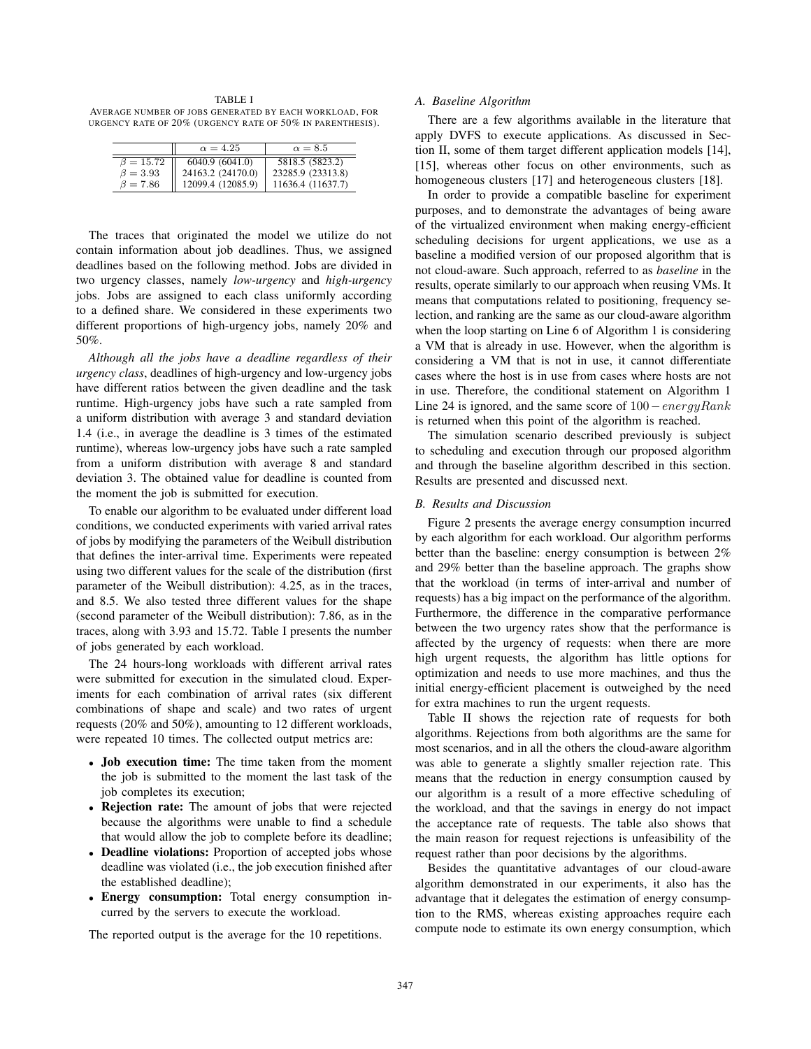TABLE I
AVERAGE NUMBER OF JOBS GENERATED BY EACH WORKLOAD, FOR URGENCY RATE OF 20% (URGENCY RATE OF 50% IN PARENTHESIS).

| | $\alpha = 4.25$ | $\alpha = 8.5$ |
|---|---|---|
| $\beta = 15.72$ | 6040.9 (6041.0) | 5818.5 (5823.2) |
| $\beta = 3.93$ | 24163.2 (24170.0) | 23285.9 (23313.8) |
| $\beta = 7.86$ | 12099.4 (12085.9) | 11636.4 (11637.7) |

The traces that originated the model we utilize do not contain information about job deadlines. Thus, we assigned deadlines based on the following method. Jobs are divided in two urgency classes, namely *low-urgency* and *high-urgency* jobs. Jobs are assigned to each class uniformly according to a defined share. We considered in these experiments two different proportions of high-urgency jobs, namely 20% and 50%.

*Although all the jobs have a deadline regardless of their urgency class*, deadlines of high-urgency and low-urgency jobs have different ratios between the given deadline and the task runtime. High-urgency jobs have such a rate sampled from a uniform distribution with average 3 and standard deviation 1.4 (i.e., in average the deadline is 3 times of the estimated runtime), whereas low-urgency jobs have such a rate sampled from a uniform distribution with average 8 and standard deviation 3. The obtained value for deadline is counted from the moment the job is submitted for execution.

To enable our algorithm to be evaluated under different load conditions, we conducted experiments with varied arrival rates of jobs by modifying the parameters of the Weibull distribution that defines the inter-arrival time. Experiments were repeated using two different values for the scale of the distribution (first parameter of the Weibull distribution): 4.25, as in the traces, and 8.5. We also tested three different values for the shape (second parameter of the Weibull distribution): 7.86, as in the traces, along with 3.93 and 15.72. Table I presents the number of jobs generated by each workload.

The 24 hours-long workloads with different arrival rates were submitted for execution in the simulated cloud. Experiments for each combination of arrival rates (six different combinations of shape and scale) and two rates of urgent requests (20% and 50%), amounting to 12 different workloads, were repeated 10 times. The collected output metrics are:

- **Job execution time:** The time taken from the moment the job is submitted to the moment the last task of the job completes its execution;
- **Rejection rate:** The amount of jobs that were rejected because the algorithms were unable to find a schedule that would allow the job to complete before its deadline;
- **Deadline violations:** Proportion of accepted jobs whose deadline was violated (i.e., the job execution finished after the established deadline);
- **Energy consumption:** Total energy consumption incurred by the servers to execute the workload.

The reported output is the average for the 10 repetitions.

### A. Baseline Algorithm

There are a few algorithms available in the literature that apply DVFS to execute applications. As discussed in Section II, some of them target different application models [14], [15], whereas other focus on other environments, such as homogeneous clusters [17] and heterogeneous clusters [18].

In order to provide a compatible baseline for experiment purposes, and to demonstrate the advantages of being aware of the virtualized environment when making energy-efficient scheduling decisions for urgent applications, we use as a baseline a modified version of our proposed algorithm that is not cloud-aware. Such approach, referred to as *baseline* in the results, operate similarly to our approach when reusing VMs. It means that computations related to positioning, frequency selection, and ranking are the same as our cloud-aware algorithm when the loop starting on Line 6 of Algorithm 1 is considering a VM that is already in use. However, when the algorithm is considering a VM that is not in use, it cannot differentiate cases where the host is in use from cases where hosts are not in use. Therefore, the conditional statement on Algorithm 1 Line 24 is ignored, and the same score of $100 - energyRank$ is returned when this point of the algorithm is reached.

The simulation scenario described previously is subject to scheduling and execution through our proposed algorithm and through the baseline algorithm described in this section. Results are presented and discussed next.

### B. Results and Discussion

Figure 2 presents the average energy consumption incurred by each algorithm for each workload. Our algorithm performs better than the baseline: energy consumption is between 2% and 29% better than the baseline approach. The graphs show that the workload (in terms of inter-arrival and number of requests) has a big impact on the performance of the algorithm. Furthermore, the difference in the comparative performance between the two urgency rates show that the performance is affected by the urgency of requests: when there are more high urgent requests, the algorithm has little options for optimization and needs to use more machines, and thus the initial energy-efficient placement is outweighed by the need for extra machines to run the urgent requests.

Table II shows the rejection rate of requests for both algorithms. Rejections from both algorithms are the same for most scenarios, and in all the others the cloud-aware algorithm was able to generate a slightly smaller rejection rate. This means that the reduction in energy consumption caused by our algorithm is a result of a more effective scheduling of the workload, and that the savings in energy do not impact the acceptance rate of requests. The table also shows that the main reason for request rejections is unfeasibility of the request rather than poor decisions by the algorithms.

Besides the quantitative advantages of our cloud-aware algorithm demonstrated in our experiments, it also has the advantage that it delegates the estimation of energy consumption to the RMS, whereas existing approaches require each compute node to estimate its own energy consumption, which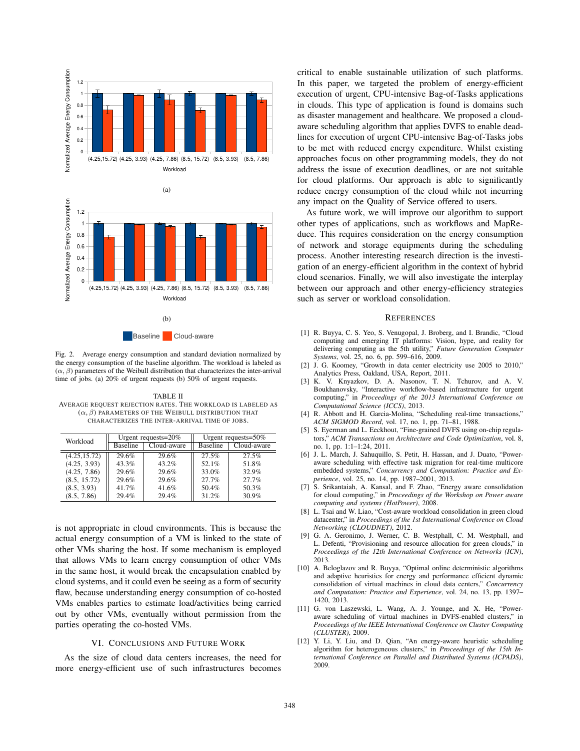Normalized Average Energy Consumption

1.2
1
0.8
0.6
0.4
0.2
0

(4.25,15.72) (4.25, 3.93) (4.25, 7.86) (8.5, 15.72) (8.5, 3.93) (8.5, 7.86)

Workload

(a)

Normalized Average Energy Consumption

1.2
1
0.8
0.6
0.4
0.2
0

(4.25,15.72) (4.25, 3.93) (4.25, 7.86) (8.5, 15.72) (8.5, 3.93) (8.5, 7.86)

Workload

(b)

Baseline Cloud-aware

Fig. 2. Average energy consumption and standard deviation normalized by the energy consumption of the baseline algorithm. The workload is labeled as $(\alpha, \beta)$ parameters of the Weibull distribution that characterizes the inter-arrival time of jobs. (a) 20% of urgent requests (b) 50% of urgent requests.

TABLE II
AVERAGE REQUEST REJECTION RATES. THE WORKLOAD IS LABELED AS $(\alpha, \beta)$ PARAMETERS OF THE WEIBULL DISTRIBUTION THAT CHARACTERIZES THE INTER-ARRIVAL TIME OF JOBS.

| Workload | Urgent requests=20% | | Urgent requests=50% | |
|---|---|---|---|---|
| | Baseline | Cloud-aware | Baseline | Cloud-aware |
| (4.25,15.72) | 29.6% | 29.6% | 27.5% | 27.5% |
| (4.25, 3.93) | 43.3% | 43.2% | 52.1% | 51.8% |
| (4.25, 7.86) | 29.6% | 29.6% | 33.0% | 32.9% |
| (8.5, 15.72) | 29.6% | 29.6% | 27.7% | 27.7% |
| (8.5, 3.93) | 41.7% | 41.6% | 50.4% | 50.3% |
| (8.5, 7.86) | 29.4% | 29.4% | 31.2% | 30.9% |

is not appropriate in cloud environments. This is because the actual energy consumption of a VM is linked to the state of other VMs sharing the host. If some mechanism is employed that allows VMs to learn energy consumption of other VMs in the same host, it would break the encapsulation enabled by cloud systems, and it could even be seeing as a form of security flaw, because understanding energy consumption of co-hosted VMs enables parties to estimate load/activities being carried out by other VMs, eventually without permission from the parties operating the co-hosted VMs.

## VI. CONCLUSIONS AND FUTURE WORK

As the size of cloud data centers increases, the need for more energy-efficient use of such infrastructures becomes critical to enable sustainable utilization of such platforms. In this paper, we targeted the problem of energy-efficient execution of urgent, CPU-intensive Bag-of-Tasks applications in clouds. This type of application is found is domains such as disaster management and healthcare. We proposed a cloud-aware scheduling algorithm that applies DVFS to enable deadlines for execution of urgent CPU-intensive Bag-of-Tasks jobs to be met with reduced energy expenditure. Whilst existing approaches focus on other programming models, they do not address the issue of execution deadlines, or are not suitable for cloud platforms. Our approach is able to significantly reduce energy consumption of the cloud while not incurring any impact on the Quality of Service offered to users.

As future work, we will improve our algorithm to support other types of applications, such as workflows and MapReduce. This requires consideration on the energy consumption of network and storage equipments during the scheduling process. Another interesting research direction is the investigation of an energy-efficient algorithm in the context of hybrid cloud scenarios. Finally, we will also investigate the interplay between our approach and other energy-efficiency strategies such as server or workload consolidation.

## REFERENCES

[1] R. Buyya, C. S. Yeo, S. Venugopal, J. Broberg, and I. Brandic, "Cloud computing and emerging IT platforms: Vision, hype, and reality for delivering computing as the 5th utility," *Future Generation Computer Systems*, vol. 25, no. 6, pp. 599–616, 2009.

[2] J. G. Koomey, "Growth in data center electricity use 2005 to 2010," Analytics Press, Oakland, USA, Report, 2011.

[3] K. V. Knyazkov, D. A. Nasonov, T. N. Tchurov, and A. V. Boukhanovsky, "Interactive workflow-based infrastructure for urgent computing," in *Proceedings of the 2013 International Conference on Computational Science (ICCS)*, 2013.

[4] R. Abbott and H. Garcia-Molina, "Scheduling real-time transactions," *ACM SIGMOD Record*, vol. 17, no. 1, pp. 71–81, 1988.

[5] S. Eyerman and L. Eeckhout, "Fine-grained DVFS using on-chip regulators," *ACM Transactions on Architecture and Code Optimization*, vol. 8, no. 1, pp. 1:1–1:24, 2011.

[6] J. L. March, J. Sahuquillo, S. Petit, H. Hassan, and J. Duato, "Power-aware scheduling with effective task migration for real-time multicore embedded systems," *Concurrency and Computation: Practice and Experience*, vol. 25, no. 14, pp. 1987–2001, 2013.

[7] S. Srikantaiah, A. Kansal, and F. Zhao, "Energy aware consolidation for cloud computing," in *Proceedings of the Workshop on Power aware computing and systems (HotPower)*, 2008.

[8] L. Tsai and W. Liao, "Cost-aware workload consolidation in green cloud datacenter," in *Proceedings of the 1st International Conference on Cloud Networking (CLOUDNET)*, 2012.

[9] G. A. Geronimo, J. Werner, C. B. Westphall, C. M. Westphall, and L. Defenti, "Provisioning and resource allocation for green clouds," in *Proceedings of the 12th International Conference on Networks (ICN)*, 2013.

[10] A. Beloglazov and R. Buyya, "Optimal online deterministic algorithms and adaptive heuristics for energy and performance efficient dynamic consolidation of virtual machines in cloud data centers," *Concurrency and Computation: Practice and Experience*, vol. 24, no. 13, pp. 1397–1420, 2013.

[11] G. von Laszewski, L. Wang, A. J. Younge, and X. He, "Power-aware scheduling of virtual machines in DVFS-enabled clusters," in *Proceedings of the IEEE International Conference on Cluster Computing (CLUSTER)*, 2009.

[12] Y. Li, Y. Liu, and D. Qian, "An energy-aware heuristic scheduling algorithm for heterogeneous clusters," in *Proceedings of the 15th International Conference on Parallel and Distributed Systems (ICPADS)*, 2009.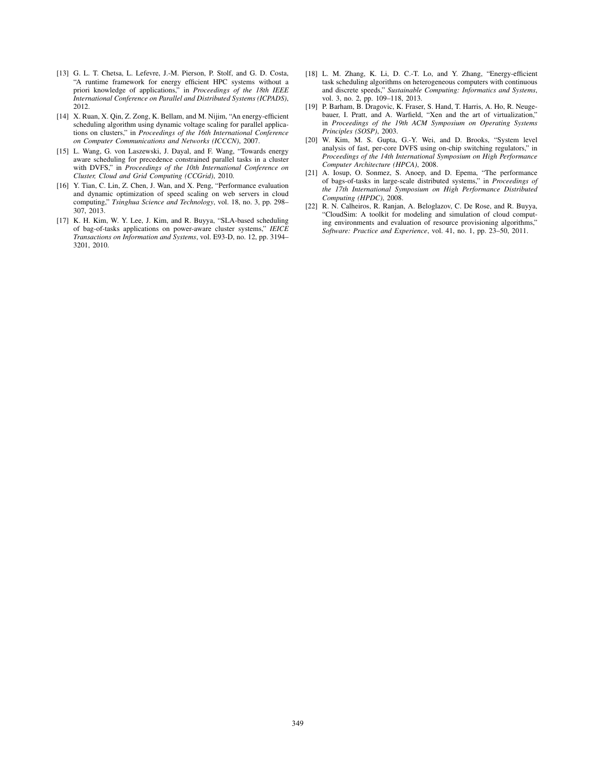[13] G. L. T. Chetsa, L. Lefevre, J.-M. Pierson, P. Stolf, and G. D. Costa, "A runtime framework for energy efficient HPC systems without a priori knowledge of applications," in *Proceedings of the 18th IEEE International Conference on Parallel and Distributed Systems (ICPADS)*, 2012.

[14] X. Ruan, X. Qin, Z. Zong, K. Bellam, and M. Nijim, "An energy-efficient scheduling algorithm using dynamic voltage scaling for parallel applications on clusters," in *Proceedings of the 16th International Conference on Computer Communications and Networks (ICCCN)*, 2007.

[15] L. Wang, G. von Laszewski, J. Dayal, and F. Wang, "Towards energy aware scheduling for precedence constrained parallel tasks in a cluster with DVFS," in *Proceedings of the 10th International Conference on Cluster, Cloud and Grid Computing (CCGrid)*, 2010.

[16] Y. Tian, C. Lin, Z. Chen, J. Wan, and X. Peng, "Performance evaluation and dynamic optimization of speed scaling on web servers in cloud computing," *Tsinghua Science and Technology*, vol. 18, no. 3, pp. 298–307, 2013.

[17] K. H. Kim, W. Y. Lee, J. Kim, and R. Buyya, "SLA-based scheduling of bag-of-tasks applications on power-aware cluster systems," *IEICE Transactions on Information and Systems*, vol. E93-D, no. 12, pp. 3194–3201, 2010.

[18] L. M. Zhang, K. Li, D. C.-T. Lo, and Y. Zhang, "Energy-efficient task scheduling algorithms on heterogeneous computers with continuous and discrete speeds," *Sustainable Computing: Informatics and Systems*, vol. 3, no. 2, pp. 109–118, 2013.

[19] P. Barham, B. Dragovic, K. Fraser, S. Hand, T. Harris, A. Ho, R. Neugebauer, I. Pratt, and A. Warfield, "Xen and the art of virtualization," in *Proceedings of the 19th ACM Symposium on Operating Systems Principles (SOSP)*, 2003.

[20] W. Kim, M. S. Gupta, G.-Y. Wei, and D. Brooks, "System level analysis of fast, per-core DVFS using on-chip switching regulators," in *Proceedings of the 14th International Symposium on High Performance Computer Architecture (HPCA)*, 2008.

[21] A. Iosup, O. Sonmez, S. Anoep, and D. Epema, "The performance of bags-of-tasks in large-scale distributed systems," in *Proceedings of the 17th International Symposium on High Performance Distributed Computing (HPDC)*, 2008.

[22] R. N. Calheiros, R. Ranjan, A. Beloglazov, C. De Rose, and R. Buyya, "CloudSim: A toolkit for modeling and simulation of cloud computing environments and evaluation of resource provisioning algorithms," *Software: Practice and Experience*, vol. 41, no. 1, pp. 23–50, 2011.